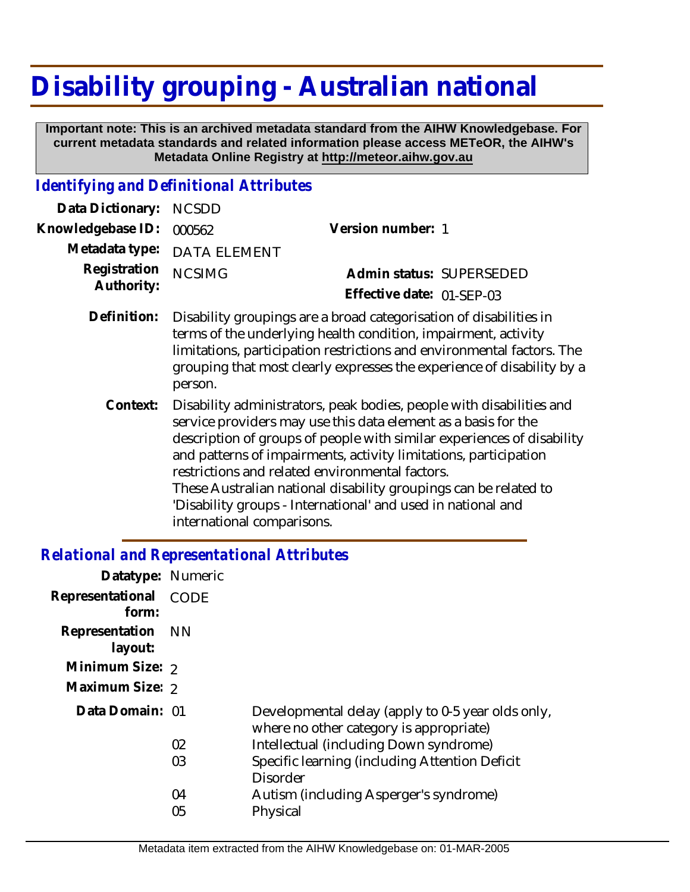# Disability grouping - Australian national

**Important note: This is an archived metadata standard from the AIHW Knowledgebase. For current metadata standards and related information please access METeOR, the AIHW's Metadata Online Registry at http://meteor.aihw.gov.au**

## *Identifying and Definitional Attributes*

**Data Dictionary:** NCSDD

**Knowledgebase ID:** 000562

**Version number:** 1

**Metadata type:** DATA ELEMENT

**Registration Authority:** NCSIMG

**Admin status:** SUPERSEDED

**Effective date:** 01-SEP-03

**Definition:** Disability groupings are a broad categorisation of disabilities in terms of the underlying health condition, impairment, activity limitations, participation restrictions and environmental factors. The grouping that most clearly expresses the experience of disability by a person.

**Context:** Disability administrators, peak bodies, people with disabilities and service providers may use this data element as a basis for the description of groups of people with similar experiences of disability and patterns of impairments, activity limitations, participation restrictions and related environmental factors.
These Australian national disability groupings can be related to 'Disability groups - International' and used in national and international comparisons.

## *Relational and Representational Attributes*

**Datatype:** Numeric

**Representational form:** CODE

**Representation layout:** NN

**Minimum Size:** 2

**Maximum Size:** 2

**Data Domain:**

| Code | Description |
|---|---|
| 01 | Developmental delay (apply to 0-5 year olds only, where no other category is appropriate) |
| 02 | Intellectual (including Down syndrome) |
| 03 | Specific learning (including Attention Deficit Disorder |
| 04 | Autism (including Asperger's syndrome) |
| 05 | Physical |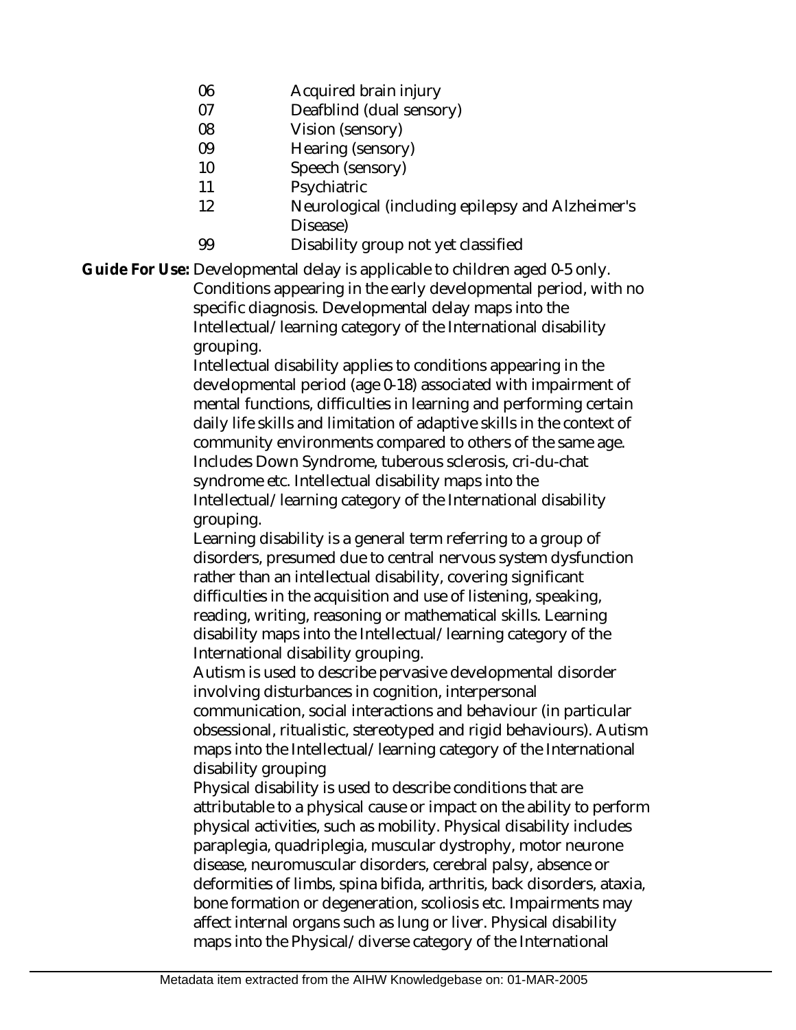| Code | Description |
| --- | --- |
| 06 | Acquired brain injury |
| 07 | Deafblind (dual sensory) |
| 08 | Vision (sensory) |
| 09 | Hearing (sensory) |
| 10 | Speech (sensory) |
| 11 | Psychiatric |
| 12 | Neurological (including epilepsy and Alzheimer's Disease) |
| 99 | Disability group not yet classified |

**Guide For Use:** Developmental delay is applicable to children aged 0-5 only. Conditions appearing in the early developmental period, with no specific diagnosis. Developmental delay maps into the Intellectual/learning category of the International disability grouping.

Intellectual disability applies to conditions appearing in the developmental period (age 0-18) associated with impairment of mental functions, difficulties in learning and performing certain daily life skills and limitation of adaptive skills in the context of community environments compared to others of the same age. Includes Down Syndrome, tuberous sclerosis, cri-du-chat syndrome etc. Intellectual disability maps into the Intellectual/learning category of the International disability grouping.

Learning disability is a general term referring to a group of disorders, presumed due to central nervous system dysfunction rather than an intellectual disability, covering significant difficulties in the acquisition and use of listening, speaking, reading, writing, reasoning or mathematical skills. Learning disability maps into the Intellectual/learning category of the International disability grouping.

Autism is used to describe pervasive developmental disorder involving disturbances in cognition, interpersonal communication, social interactions and behaviour (in particular obsessional, ritualistic, stereotyped and rigid behaviours). Autism maps into the Intellectual/learning category of the International disability grouping

Physical disability is used to describe conditions that are attributable to a physical cause or impact on the ability to perform physical activities, such as mobility. Physical disability includes paraplegia, quadriplegia, muscular dystrophy, motor neurone disease, neuromuscular disorders, cerebral palsy, absence or deformities of limbs, spina bifida, arthritis, back disorders, ataxia, bone formation or degeneration, scoliosis etc. Impairments may affect internal organs such as lung or liver. Physical disability maps into the Physical/diverse category of the International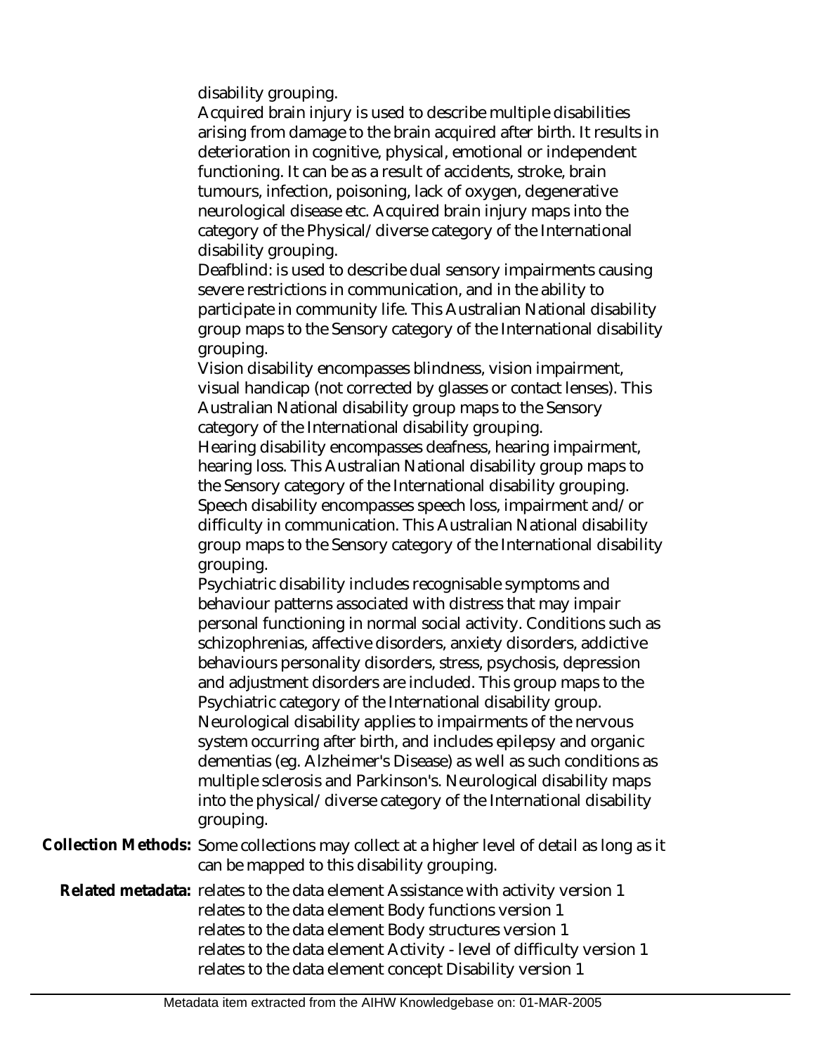disability grouping.

Acquired brain injury is used to describe multiple disabilities arising from damage to the brain acquired after birth. It results in deterioration in cognitive, physical, emotional or independent functioning. It can be as a result of accidents, stroke, brain tumours, infection, poisoning, lack of oxygen, degenerative neurological disease etc. Acquired brain injury maps into the category of the Physical/diverse category of the International disability grouping.

Deafblind: is used to describe dual sensory impairments causing severe restrictions in communication, and in the ability to participate in community life. This Australian National disability group maps to the Sensory category of the International disability grouping.

Vision disability encompasses blindness, vision impairment, visual handicap (not corrected by glasses or contact lenses). This Australian National disability group maps to the Sensory category of the International disability grouping.

Hearing disability encompasses deafness, hearing impairment, hearing loss. This Australian National disability group maps to the Sensory category of the International disability grouping.

Speech disability encompasses speech loss, impairment and/or difficulty in communication. This Australian National disability group maps to the Sensory category of the International disability grouping.

Psychiatric disability includes recognisable symptoms and behaviour patterns associated with distress that may impair personal functioning in normal social activity. Conditions such as schizophrenias, affective disorders, anxiety disorders, addictive behaviours personality disorders, stress, psychosis, depression and adjustment disorders are included. This group maps to the Psychiatric category of the International disability group.

Neurological disability applies to impairments of the nervous system occurring after birth, and includes epilepsy and organic dementias (eg. Alzheimer's Disease) as well as such conditions as multiple sclerosis and Parkinson's. Neurological disability maps into the physical/diverse category of the International disability grouping.

**Collection Methods:** Some collections may collect at a higher level of detail as long as it can be mapped to this disability grouping.

**Related metadata:** relates to the data element Assistance with activity version 1
relates to the data element Body functions version 1
relates to the data element Body structures version 1
relates to the data element Activity - level of difficulty version 1
relates to the data element concept Disability version 1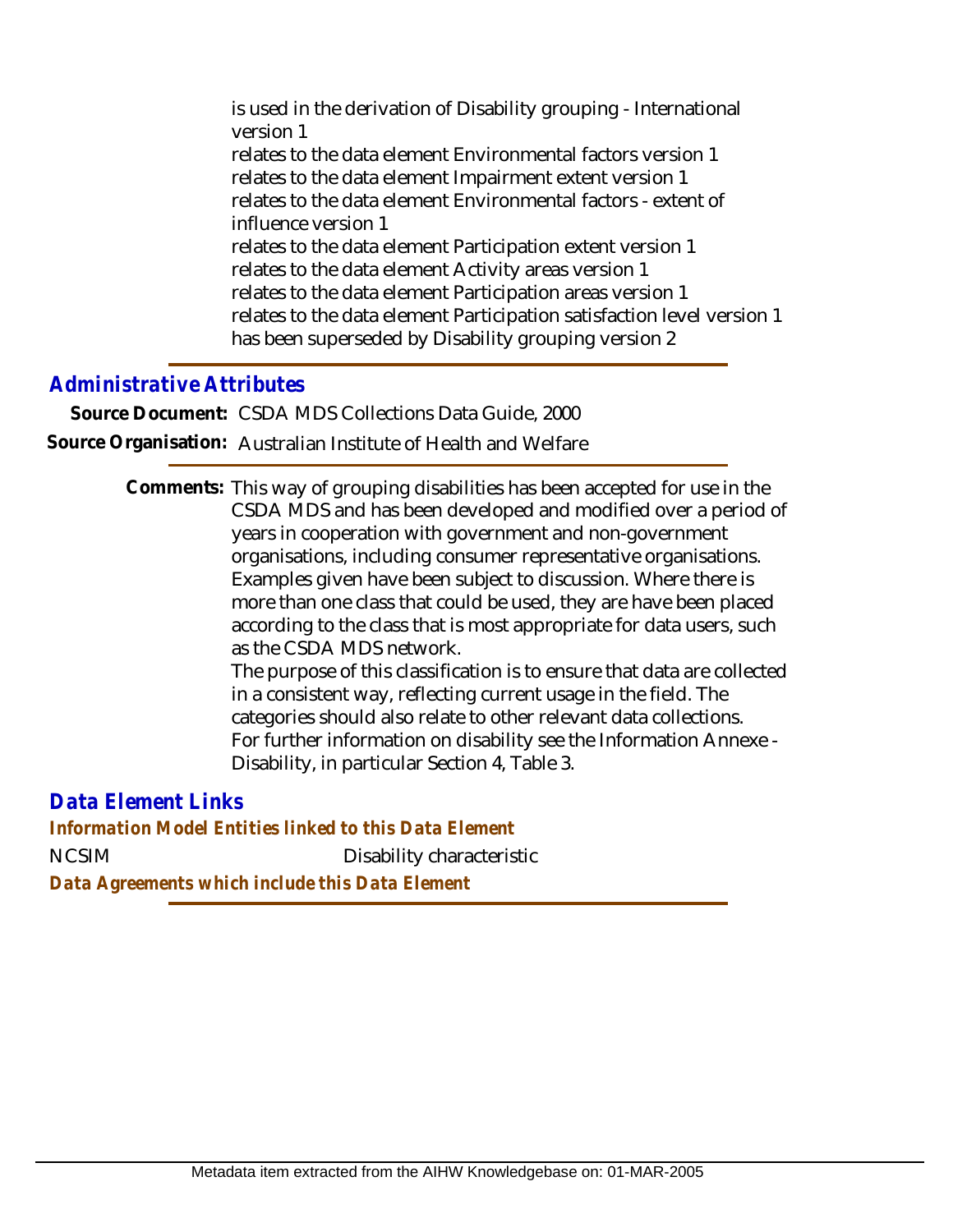is used in the derivation of Disability grouping - International version 1
relates to the data element Environmental factors version 1
relates to the data element Impairment extent version 1
relates to the data element Environmental factors - extent of influence version 1
relates to the data element Participation extent version 1
relates to the data element Activity areas version 1
relates to the data element Participation areas version 1
relates to the data element Participation satisfaction level version 1
has been superseded by Disability grouping version 2

## Administrative Attributes

**Source Document:** CSDA MDS Collections Data Guide, 2000

**Source Organisation:** Australian Institute of Health and Welfare

**Comments:** This way of grouping disabilities has been accepted for use in the CSDA MDS and has been developed and modified over a period of years in cooperation with government and non-government organisations, including consumer representative organisations. Examples given have been subject to discussion. Where there is more than one class that could be used, they are have been placed according to the class that is most appropriate for data users, such as the CSDA MDS network.
The purpose of this classification is to ensure that data are collected in a consistent way, reflecting current usage in the field. The categories should also relate to other relevant data collections.
For further information on disability see the Information Annexe - Disability, in particular Section 4, Table 3.

## Data Element Links

### Information Model Entities linked to this Data Element

NCSIM    Disability characteristic

### Data Agreements which include this Data Element